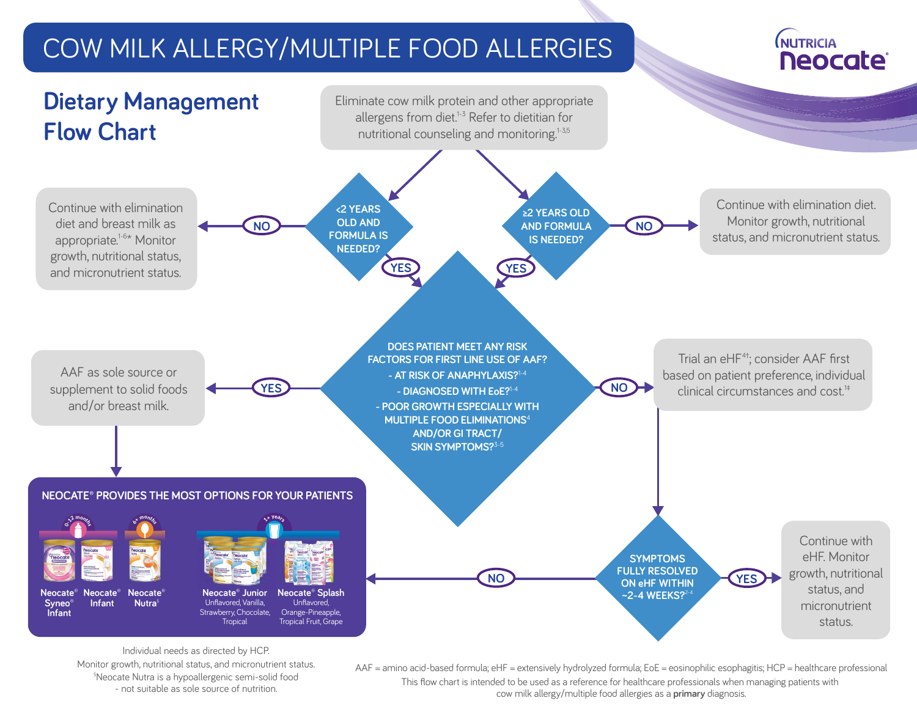# COW MILK ALLERGY/MULTIPLE FOOD ALLERGIES

NUTRICIA Neocate®

## Dietary Management Flow Chart

Eliminate cow milk protein and other appropriate allergens from diet.[1-3] Refer to dietitian for nutritional counseling and monitoring.[1-3,5]

**<2 YEARS OLD AND FORMULA IS NEEDED?**

- **NO** → Continue with elimination diet and breast milk as appropriate.[1-6*] Monitor growth, nutritional status, and micronutrient status.
- **YES** → Go to risk factor assessment.

**≥2 YEARS OLD AND FORMULA IS NEEDED?**

- **NO** → Continue with elimination diet. Monitor growth, nutritional status, and micronutrient status.
- **YES** → Go to risk factor assessment.

**DOES PATIENT MEET ANY RISK FACTORS FOR FIRST LINE USE OF AAF?**

- **AT RISK OF ANAPHYLAXIS?**[1-4]
- **DIAGNOSED WITH EoE?**[1-4]
- **POOR GROWTH ESPECIALLY WITH MULTIPLE FOOD ELIMINATIONS**[4] **AND/OR GI TRACT/ SKIN SYMPTOMS?**[3-5]

- **YES** → AAF as sole source or supplement to solid foods and/or breast milk. → NEOCATE® PROVIDES THE MOST OPTIONS FOR YOUR PATIENTS
- **NO** → Trial an eHF[4†]; consider AAF first based on patient preference, individual clinical circumstances and cost.[1‡]

**SYMPTOMS FULLY RESOLVED ON eHF WITHIN ~2-4 WEEKS?**[2-4]

- **YES** → Continue with eHF. Monitor growth, nutritional status, and micronutrient status.
- **NO** → NEOCATE® PROVIDES THE MOST OPTIONS FOR YOUR PATIENTS

### NEOCATE® PROVIDES THE MOST OPTIONS FOR YOUR PATIENTS

- 0-12 months: Neocate® Syneo® Infant; Neocate® Infant
- 6+ months: Neocate® Nutra[§]
- 1+ years: Neocate® Junior (Unflavored, Vanilla, Strawberry, Chocolate, Tropical); Neocate® Splash (Unflavored, Orange-Pineapple, Tropical Fruit, Grape)

Individual needs as directed by HCP.
Monitor growth, nutritional status, and micronutrient status.
[§]Neocate Nutra is a hypoallergenic semi-solid food - not suitable as sole source of nutrition.

AAF = amino acid-based formula; eHF = extensively hydrolyzed formula; EoE = eosinophilic esophagitis; HCP = healthcare professional

This flow chart is intended to be used as a reference for healthcare professionals when managing patients with cow milk allergy/multiple food allergies as a **primary** diagnosis.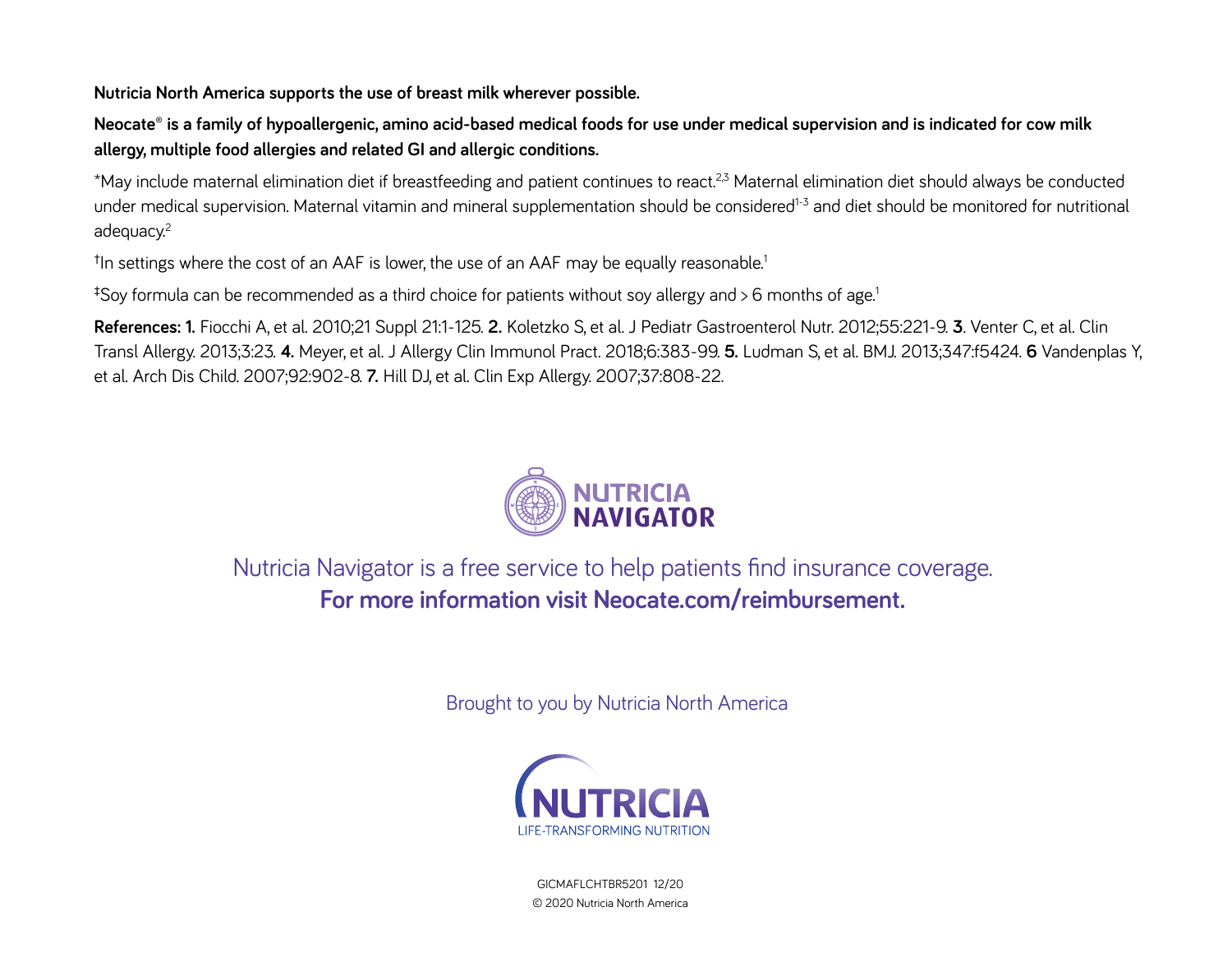**Nutricia North America supports the use of breast milk wherever possible.**

**Neocate® is a family of hypoallergenic, amino acid-based medical foods for use under medical supervision and is indicated for cow milk allergy, multiple food allergies and related GI and allergic conditions.**

*May include maternal elimination diet if breastfeeding and patient continues to react.[2,3] Maternal elimination diet should always be conducted under medical supervision. Maternal vitamin and mineral supplementation should be considered[1-3] and diet should be monitored for nutritional adequacy.[2]

†In settings where the cost of an AAF is lower, the use of an AAF may be equally reasonable.[1]

‡Soy formula can be recommended as a third choice for patients without soy allergy and > 6 months of age.[1]

**References: 1.** Fiocchi A, et al. 2010;21 Suppl 21:1-125. **2.** Koletzko S, et al. J Pediatr Gastroenterol Nutr. 2012;55:221-9. **3**. Venter C, et al. Clin Transl Allergy. 2013;3:23. **4.** Meyer, et al. J Allergy Clin Immunol Pract. 2018;6:383-99. **5.** Ludman S, et al. BMJ. 2013;347:f5424. **6** Vandenplas Y, et al. Arch Dis Child. 2007;92:902-8. **7.** Hill DJ, et al. Clin Exp Allergy. 2007;37:808-22.

NUTRICIA NAVIGATOR

Nutricia Navigator is a free service to help patients find insurance coverage.
**For more information visit Neocate.com/reimbursement.**

Brought to you by Nutricia North America

NUTRICIA
LIFE-TRANSFORMING NUTRITION

GICMAFLCHTBR5201 12/20
© 2020 Nutricia North America